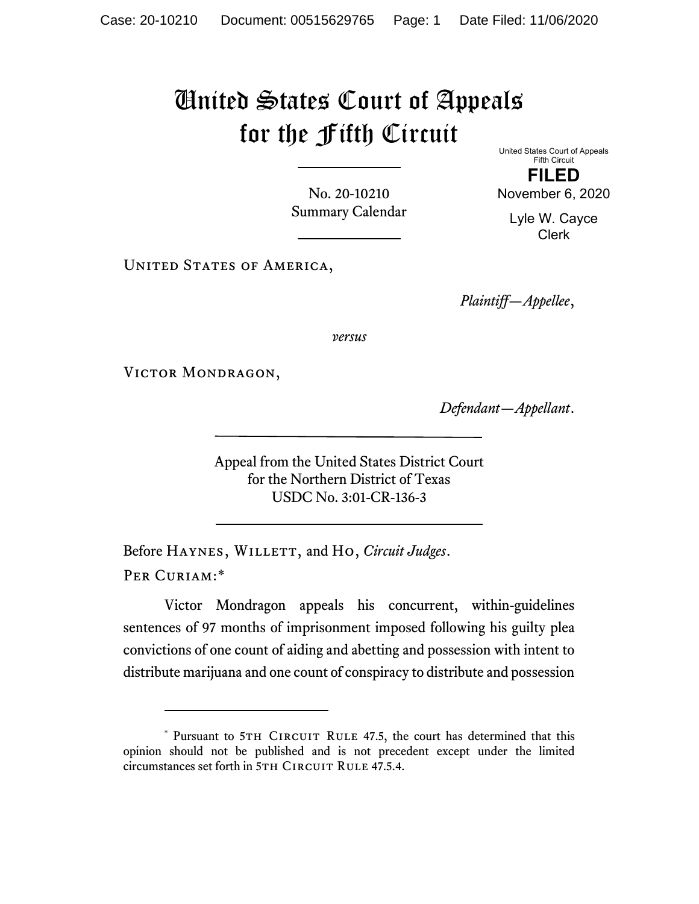# United States Court of Appeals for the Fifth Circuit

United States Court of Appeals
Fifth Circuit

**FILED**

November 6, 2020

Lyle W. Cayce
Clerk

No. 20-10210
Summary Calendar

United States of America,

*Plaintiff—Appellee*,

*versus*

Victor Mondragon,

*Defendant—Appellant*.

Appeal from the United States District Court
for the Northern District of Texas
USDC No. 3:01-CR-136-3

Before Haynes, Willett, and Ho, *Circuit Judges*.

Per Curiam:*

Victor Mondragon appeals his concurrent, within-guidelines sentences of 97 months of imprisonment imposed following his guilty plea convictions of one count of aiding and abetting and possession with intent to distribute marijuana and one count of conspiracy to distribute and possession

---

\* Pursuant to 5th Circuit Rule 47.5, the court has determined that this opinion should not be published and is not precedent except under the limited circumstances set forth in 5th Circuit Rule 47.5.4.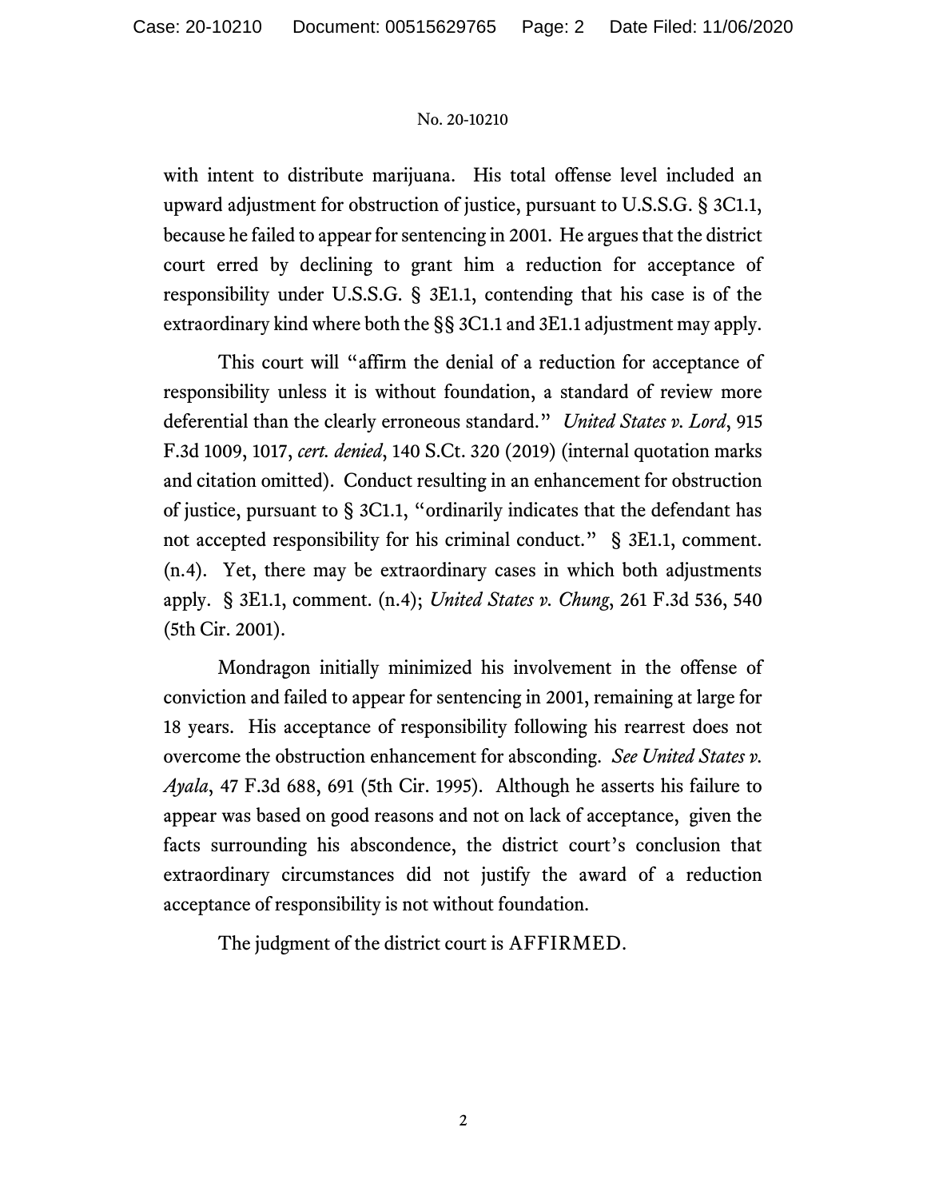with intent to distribute marijuana. His total offense level included an upward adjustment for obstruction of justice, pursuant to U.S.S.G. § 3C1.1, because he failed to appear for sentencing in 2001. He argues that the district court erred by declining to grant him a reduction for acceptance of responsibility under U.S.S.G. § 3E1.1, contending that his case is of the extraordinary kind where both the §§ 3C1.1 and 3E1.1 adjustment may apply.

This court will "affirm the denial of a reduction for acceptance of responsibility unless it is without foundation, a standard of review more deferential than the clearly erroneous standard." *United States v. Lord*, 915 F.3d 1009, 1017, *cert. denied*, 140 S.Ct. 320 (2019) (internal quotation marks and citation omitted). Conduct resulting in an enhancement for obstruction of justice, pursuant to § 3C1.1, "ordinarily indicates that the defendant has not accepted responsibility for his criminal conduct." § 3E1.1, comment. (n.4). Yet, there may be extraordinary cases in which both adjustments apply. § 3E1.1, comment. (n.4); *United States v. Chung*, 261 F.3d 536, 540 (5th Cir. 2001).

Mondragon initially minimized his involvement in the offense of conviction and failed to appear for sentencing in 2001, remaining at large for 18 years. His acceptance of responsibility following his rearrest does not overcome the obstruction enhancement for absconding. *See United States v. Ayala*, 47 F.3d 688, 691 (5th Cir. 1995). Although he asserts his failure to appear was based on good reasons and not on lack of acceptance, given the facts surrounding his abscondence, the district court's conclusion that extraordinary circumstances did not justify the award of a reduction acceptance of responsibility is not without foundation.

The judgment of the district court is AFFIRMED.